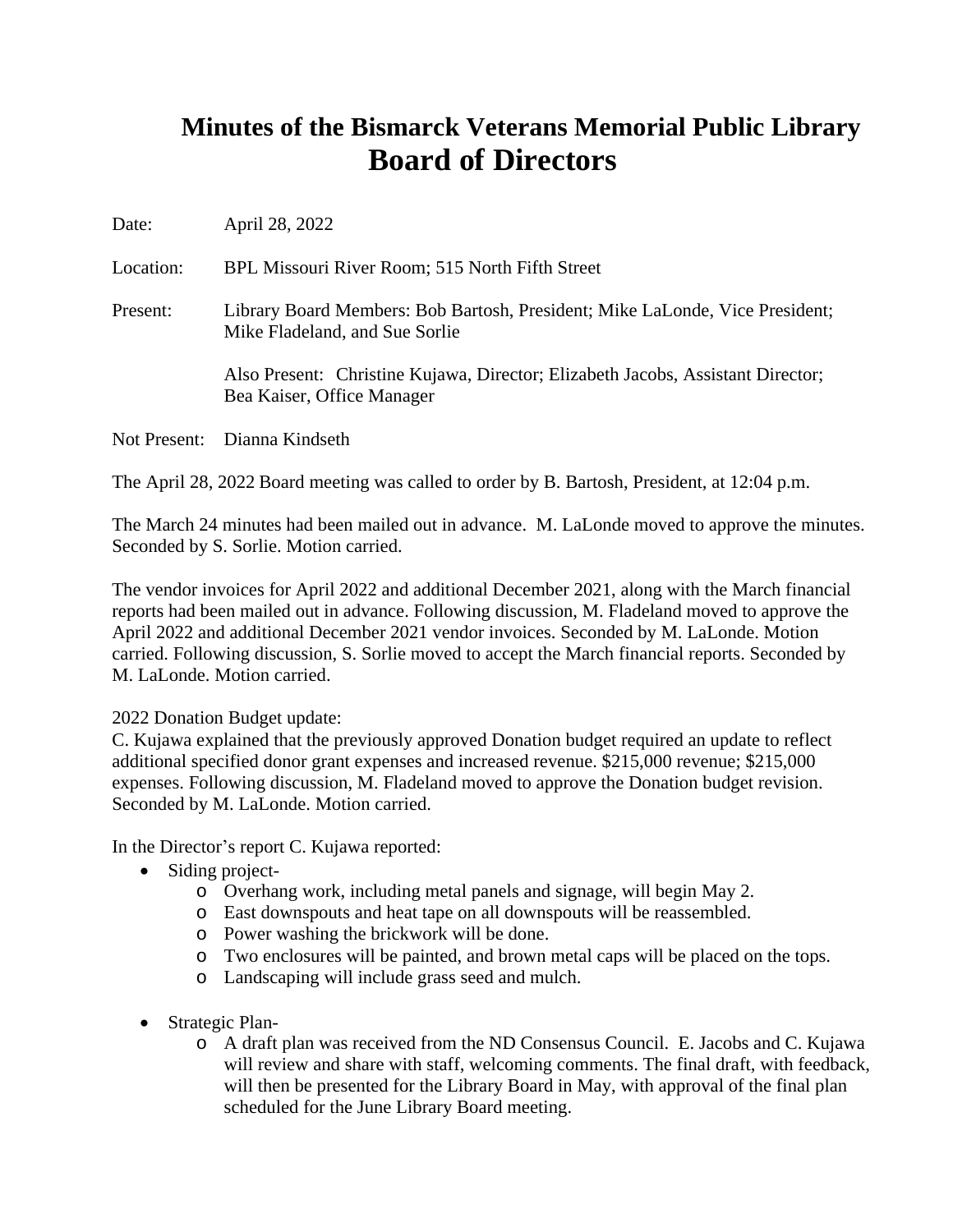# Minutes of the Bismarck Veterans Memorial Public Library Board of Directors

Date: April 28, 2022

Location: BPL Missouri River Room; 515 North Fifth Street

Present: Library Board Members: Bob Bartosh, President; Mike LaLonde, Vice President; Mike Fladeland, and Sue Sorlie

Also Present: Christine Kujawa, Director; Elizabeth Jacobs, Assistant Director; Bea Kaiser, Office Manager

Not Present: Dianna Kindseth

The April 28, 2022 Board meeting was called to order by B. Bartosh, President, at 12:04 p.m.

The March 24 minutes had been mailed out in advance. M. LaLonde moved to approve the minutes. Seconded by S. Sorlie. Motion carried.

The vendor invoices for April 2022 and additional December 2021, along with the March financial reports had been mailed out in advance. Following discussion, M. Fladeland moved to approve the April 2022 and additional December 2021 vendor invoices. Seconded by M. LaLonde. Motion carried. Following discussion, S. Sorlie moved to accept the March financial reports. Seconded by M. LaLonde. Motion carried.

2022 Donation Budget update:
C. Kujawa explained that the previously approved Donation budget required an update to reflect additional specified donor grant expenses and increased revenue. $215,000 revenue; $215,000 expenses. Following discussion, M. Fladeland moved to approve the Donation budget revision. Seconded by M. LaLonde. Motion carried.

In the Director's report C. Kujawa reported:

- Siding project-
  - Overhang work, including metal panels and signage, will begin May 2.
  - East downspouts and heat tape on all downspouts will be reassembled.
  - Power washing the brickwork will be done.
  - Two enclosures will be painted, and brown metal caps will be placed on the tops.
  - Landscaping will include grass seed and mulch.

- Strategic Plan-
  - A draft plan was received from the ND Consensus Council. E. Jacobs and C. Kujawa will review and share with staff, welcoming comments. The final draft, with feedback, will then be presented for the Library Board in May, with approval of the final plan scheduled for the June Library Board meeting.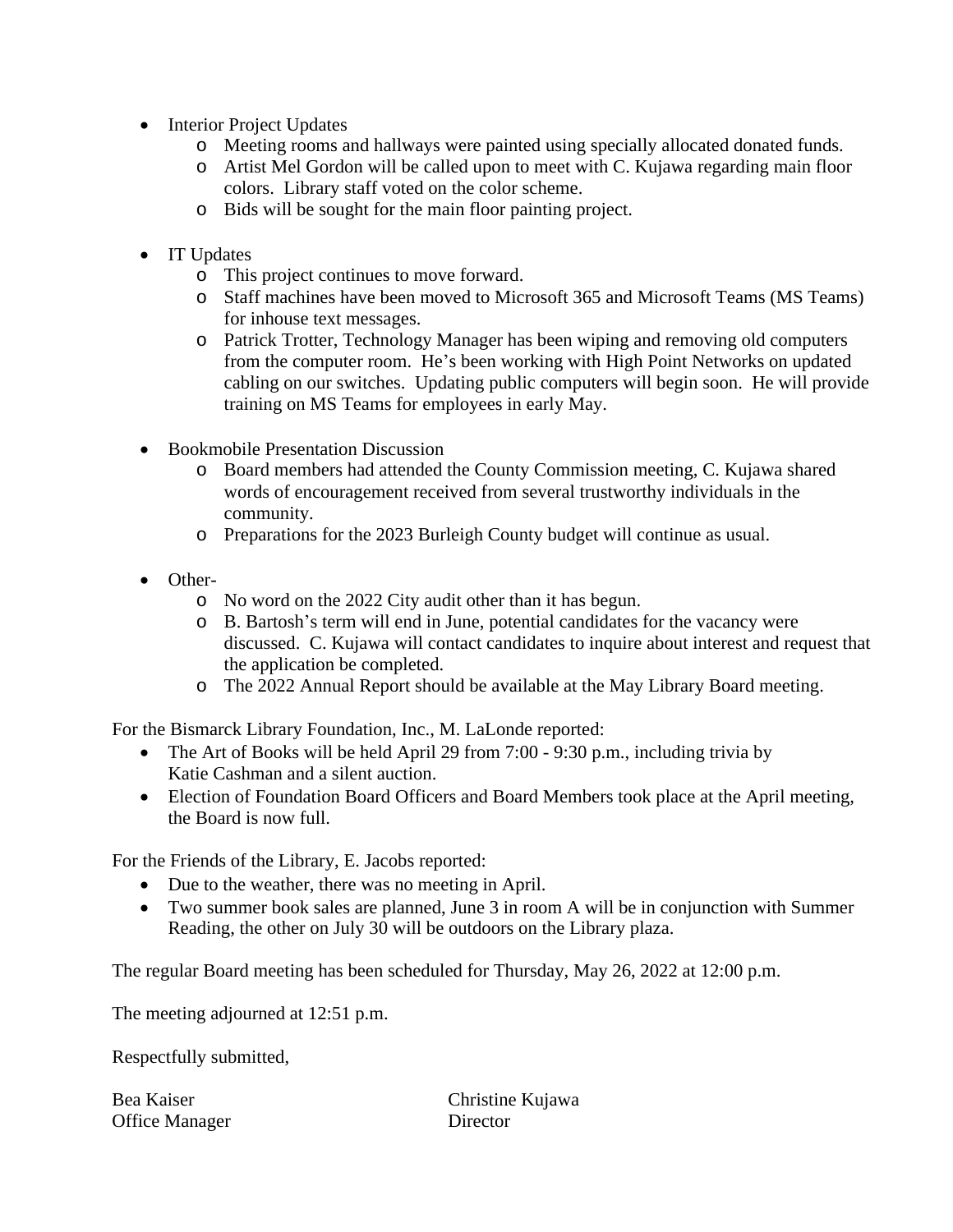- Interior Project Updates
  - Meeting rooms and hallways were painted using specially allocated donated funds.
  - Artist Mel Gordon will be called upon to meet with C. Kujawa regarding main floor colors. Library staff voted on the color scheme.
  - Bids will be sought for the main floor painting project.

- IT Updates
  - This project continues to move forward.
  - Staff machines have been moved to Microsoft 365 and Microsoft Teams (MS Teams) for inhouse text messages.
  - Patrick Trotter, Technology Manager has been wiping and removing old computers from the computer room. He's been working with High Point Networks on updated cabling on our switches. Updating public computers will begin soon. He will provide training on MS Teams for employees in early May.

- Bookmobile Presentation Discussion
  - Board members had attended the County Commission meeting, C. Kujawa shared words of encouragement received from several trustworthy individuals in the community.
  - Preparations for the 2023 Burleigh County budget will continue as usual.

- Other-
  - No word on the 2022 City audit other than it has begun.
  - B. Bartosh's term will end in June, potential candidates for the vacancy were discussed. C. Kujawa will contact candidates to inquire about interest and request that the application be completed.
  - The 2022 Annual Report should be available at the May Library Board meeting.

For the Bismarck Library Foundation, Inc., M. LaLonde reported:

- The Art of Books will be held April 29 from 7:00 - 9:30 p.m., including trivia by Katie Cashman and a silent auction.
- Election of Foundation Board Officers and Board Members took place at the April meeting, the Board is now full.

For the Friends of the Library, E. Jacobs reported:

- Due to the weather, there was no meeting in April.
- Two summer book sales are planned, June 3 in room A will be in conjunction with Summer Reading, the other on July 30 will be outdoors on the Library plaza.

The regular Board meeting has been scheduled for Thursday, May 26, 2022 at 12:00 p.m.

The meeting adjourned at 12:51 p.m.

Respectfully submitted,

Bea Kaiser
Office Manager

Christine Kujawa
Director